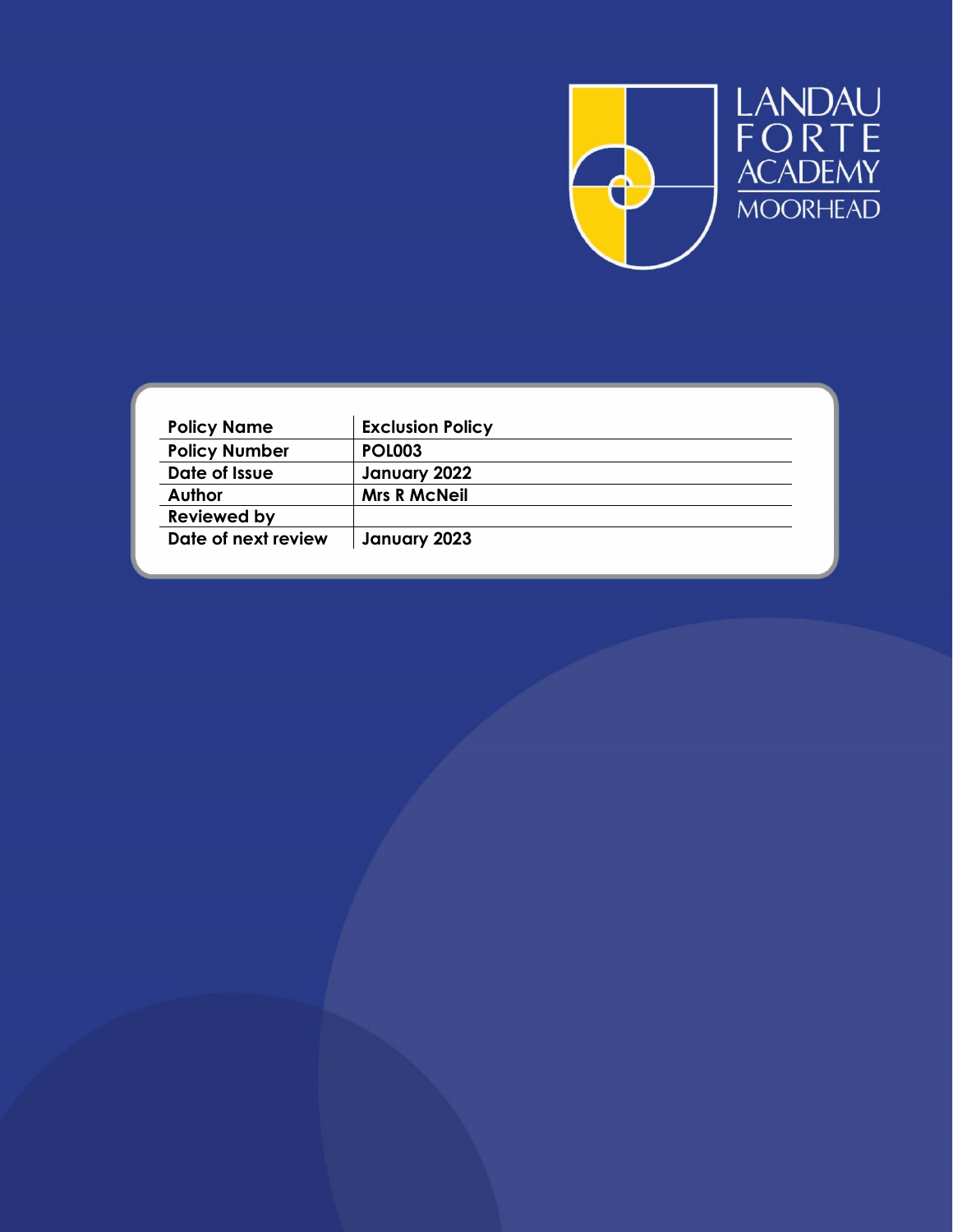LANDAU FORTE ACADEMY MOORHEAD

| Policy Name | Exclusion Policy |
| --- | --- |
| Policy Number | POL003 |
| Date of Issue | January 2022 |
| Author | Mrs R McNeil |
| Reviewed by | |
| Date of next review | January 2023 |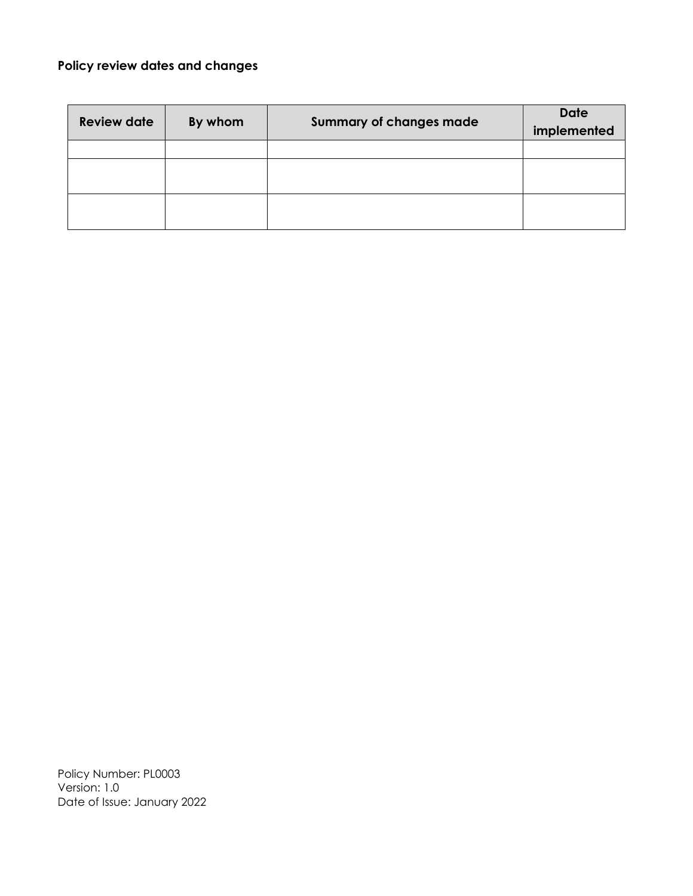**Policy review dates and changes**

| Review date | By whom | Summary of changes made | Date implemented |
|---|---|---|---|
| | | | |
| | | | |
| | | | |

Policy Number: PL0003
Version: 1.0
Date of Issue: January 2022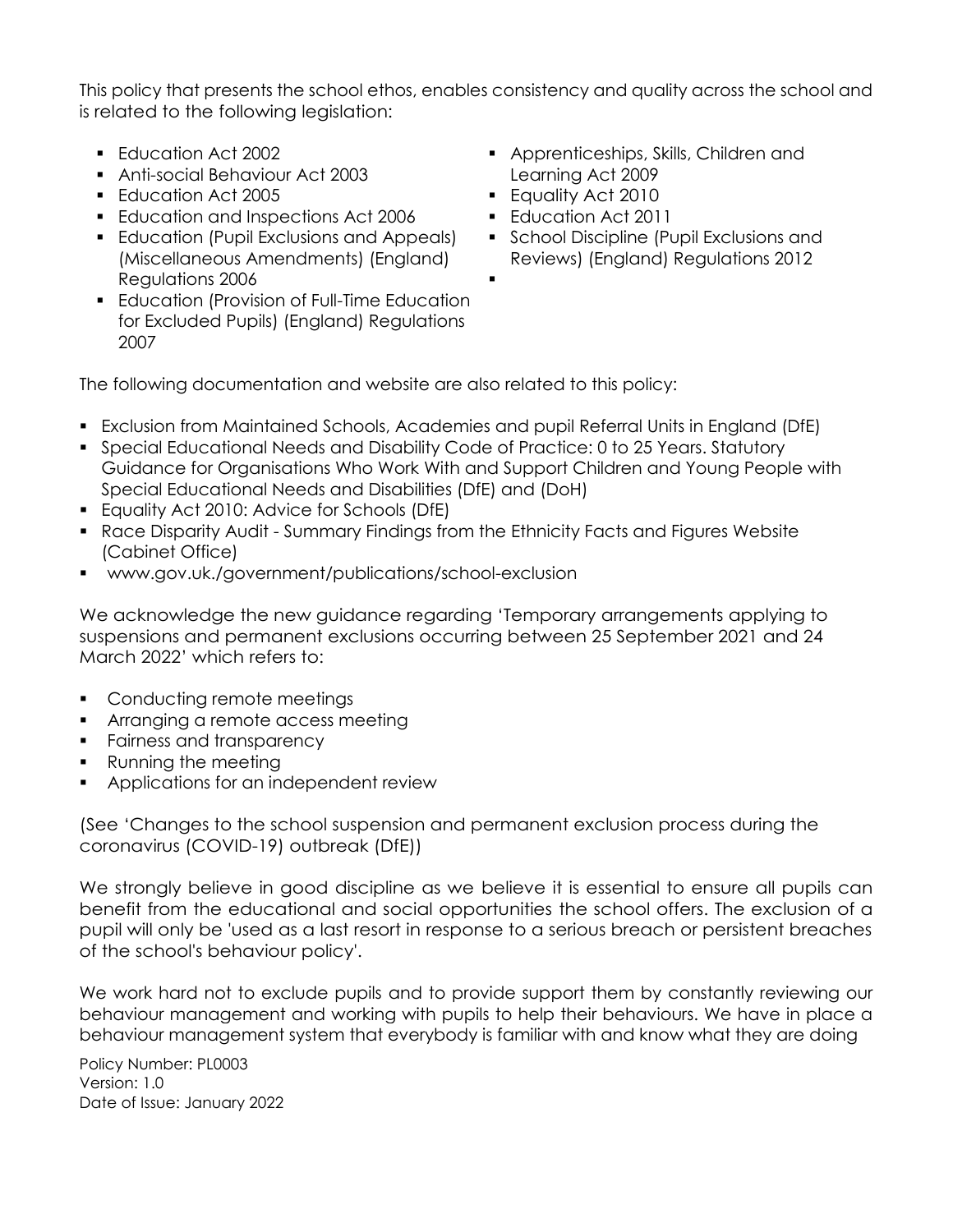This policy that presents the school ethos, enables consistency and quality across the school and is related to the following legislation:

- Education Act 2002
- Anti-social Behaviour Act 2003
- Education Act 2005
- Education and Inspections Act 2006
- Education (Pupil Exclusions and Appeals) (Miscellaneous Amendments) (England) Regulations 2006
- Education (Provision of Full-Time Education for Excluded Pupils) (England) Regulations 2007
- Apprenticeships, Skills, Children and Learning Act 2009
- Equality Act 2010
- Education Act 2011
- School Discipline (Pupil Exclusions and Reviews) (England) Regulations 2012

The following documentation and website are also related to this policy:

- Exclusion from Maintained Schools, Academies and pupil Referral Units in England (DfE)
- Special Educational Needs and Disability Code of Practice: 0 to 25 Years. Statutory Guidance for Organisations Who Work With and Support Children and Young People with Special Educational Needs and Disabilities (DfE) and (DoH)
- Equality Act 2010: Advice for Schools (DfE)
- Race Disparity Audit - Summary Findings from the Ethnicity Facts and Figures Website (Cabinet Office)
- www.gov.uk./government/publications/school-exclusion

We acknowledge the new guidance regarding 'Temporary arrangements applying to suspensions and permanent exclusions occurring between 25 September 2021 and 24 March 2022' which refers to:

- Conducting remote meetings
- Arranging a remote access meeting
- Fairness and transparency
- Running the meeting
- Applications for an independent review

(See 'Changes to the school suspension and permanent exclusion process during the coronavirus (COVID-19) outbreak (DfE))

We strongly believe in good discipline as we believe it is essential to ensure all pupils can benefit from the educational and social opportunities the school offers. The exclusion of a pupil will only be 'used as a last resort in response to a serious breach or persistent breaches of the school's behaviour policy'.

We work hard not to exclude pupils and to provide support them by constantly reviewing our behaviour management and working with pupils to help their behaviours. We have in place a behaviour management system that everybody is familiar with and know what they are doing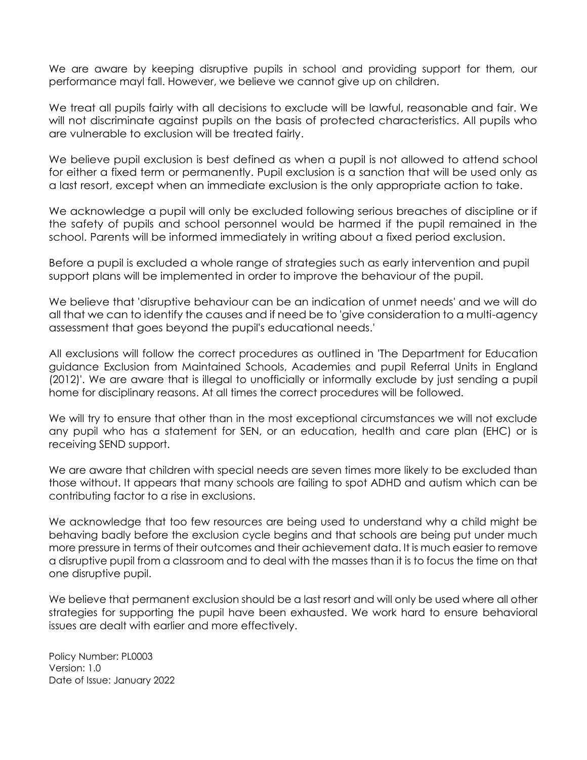We are aware by keeping disruptive pupils in school and providing support for them, our performance mayl fall. However, we believe we cannot give up on children.

We treat all pupils fairly with all decisions to exclude will be lawful, reasonable and fair. We will not discriminate against pupils on the basis of protected characteristics. All pupils who are vulnerable to exclusion will be treated fairly.

We believe pupil exclusion is best defined as when a pupil is not allowed to attend school for either a fixed term or permanently. Pupil exclusion is a sanction that will be used only as a last resort, except when an immediate exclusion is the only appropriate action to take.

We acknowledge a pupil will only be excluded following serious breaches of discipline or if the safety of pupils and school personnel would be harmed if the pupil remained in the school. Parents will be informed immediately in writing about a fixed period exclusion.

Before a pupil is excluded a whole range of strategies such as early intervention and pupil support plans will be implemented in order to improve the behaviour of the pupil.

We believe that 'disruptive behaviour can be an indication of unmet needs' and we will do all that we can to identify the causes and if need be to 'give consideration to a multi-agency assessment that goes beyond the pupil's educational needs.'

All exclusions will follow the correct procedures as outlined in 'The Department for Education guidance Exclusion from Maintained Schools, Academies and pupil Referral Units in England (2012)'. We are aware that is illegal to unofficially or informally exclude by just sending a pupil home for disciplinary reasons. At all times the correct procedures will be followed.

We will try to ensure that other than in the most exceptional circumstances we will not exclude any pupil who has a statement for SEN, or an education, health and care plan (EHC) or is receiving SEND support.

We are aware that children with special needs are seven times more likely to be excluded than those without. It appears that many schools are failing to spot ADHD and autism which can be contributing factor to a rise in exclusions.

We acknowledge that too few resources are being used to understand why a child might be behaving badly before the exclusion cycle begins and that schools are being put under much more pressure in terms of their outcomes and their achievement data. It is much easier to remove a disruptive pupil from a classroom and to deal with the masses than it is to focus the time on that one disruptive pupil.

We believe that permanent exclusion should be a last resort and will only be used where all other strategies for supporting the pupil have been exhausted. We work hard to ensure behavioral issues are dealt with earlier and more effectively.

Policy Number: PL0003
Version: 1.0
Date of Issue: January 2022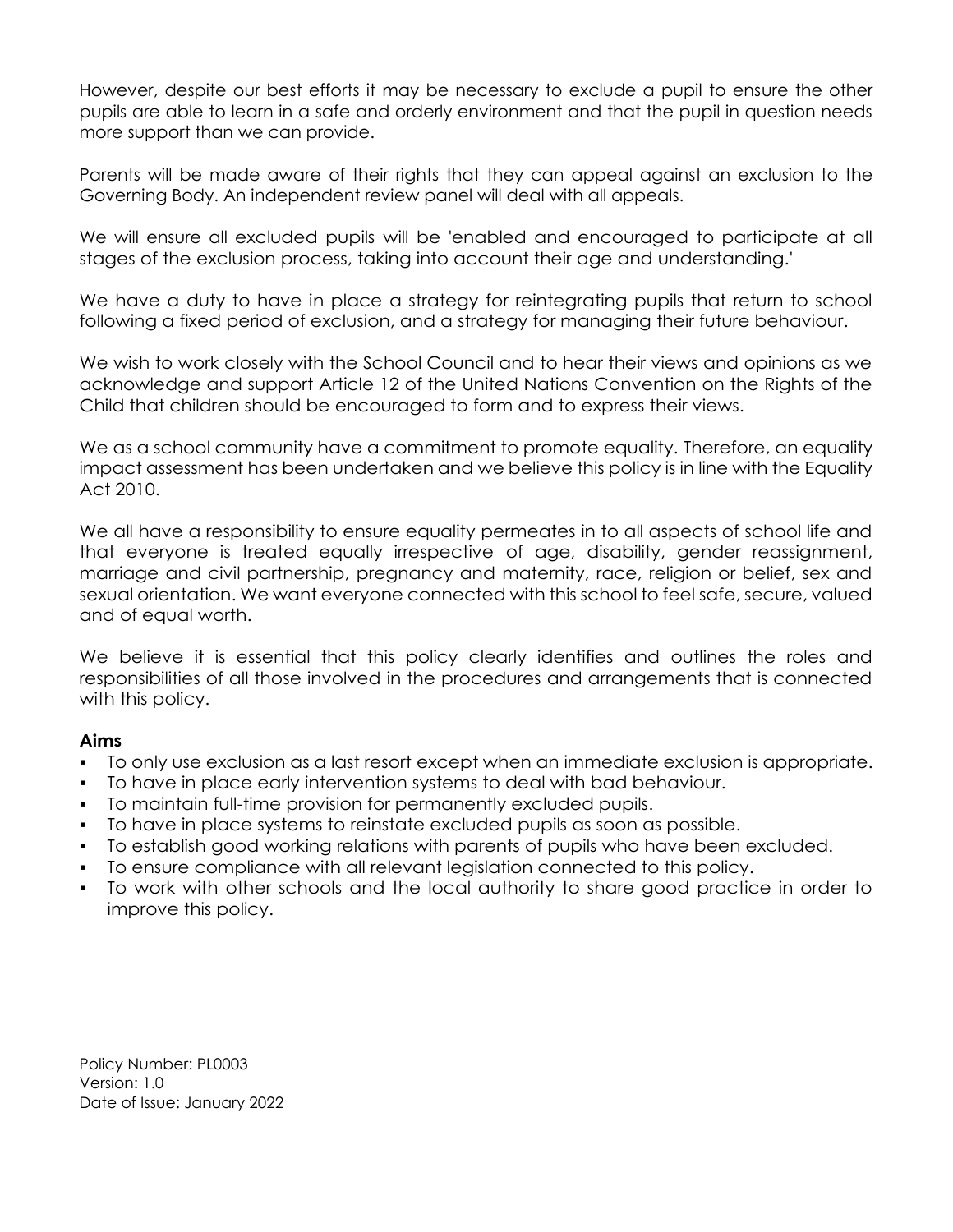However, despite our best efforts it may be necessary to exclude a pupil to ensure the other pupils are able to learn in a safe and orderly environment and that the pupil in question needs more support than we can provide.

Parents will be made aware of their rights that they can appeal against an exclusion to the Governing Body. An independent review panel will deal with all appeals.

We will ensure all excluded pupils will be 'enabled and encouraged to participate at all stages of the exclusion process, taking into account their age and understanding.'

We have a duty to have in place a strategy for reintegrating pupils that return to school following a fixed period of exclusion, and a strategy for managing their future behaviour.

We wish to work closely with the School Council and to hear their views and opinions as we acknowledge and support Article 12 of the United Nations Convention on the Rights of the Child that children should be encouraged to form and to express their views.

We as a school community have a commitment to promote equality. Therefore, an equality impact assessment has been undertaken and we believe this policy is in line with the Equality Act 2010.

We all have a responsibility to ensure equality permeates in to all aspects of school life and that everyone is treated equally irrespective of age, disability, gender reassignment, marriage and civil partnership, pregnancy and maternity, race, religion or belief, sex and sexual orientation. We want everyone connected with this school to feel safe, secure, valued and of equal worth.

We believe it is essential that this policy clearly identifies and outlines the roles and responsibilities of all those involved in the procedures and arrangements that is connected with this policy.

**Aims**

- To only use exclusion as a last resort except when an immediate exclusion is appropriate.
- To have in place early intervention systems to deal with bad behaviour.
- To maintain full-time provision for permanently excluded pupils.
- To have in place systems to reinstate excluded pupils as soon as possible.
- To establish good working relations with parents of pupils who have been excluded.
- To ensure compliance with all relevant legislation connected to this policy.
- To work with other schools and the local authority to share good practice in order to improve this policy.

Policy Number: PL0003
Version: 1.0
Date of Issue: January 2022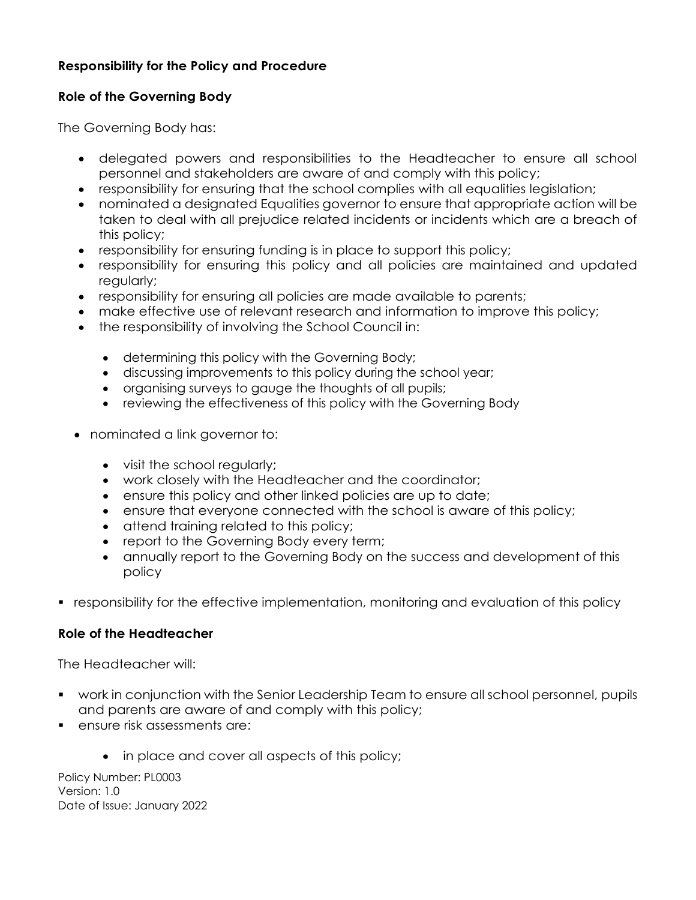**Responsibility for the Policy and Procedure**

**Role of the Governing Body**

The Governing Body has:

- delegated powers and responsibilities to the Headteacher to ensure all school personnel and stakeholders are aware of and comply with this policy;
- responsibility for ensuring that the school complies with all equalities legislation;
- nominated a designated Equalities governor to ensure that appropriate action will be taken to deal with all prejudice related incidents or incidents which are a breach of this policy;
- responsibility for ensuring funding is in place to support this policy;
- responsibility for ensuring this policy and all policies are maintained and updated regularly;
- responsibility for ensuring all policies are made available to parents;
- make effective use of relevant research and information to improve this policy;
- the responsibility of involving the School Council in:
    - determining this policy with the Governing Body;
    - discussing improvements to this policy during the school year;
    - organising surveys to gauge the thoughts of all pupils;
    - reviewing the effectiveness of this policy with the Governing Body
- nominated a link governor to:
    - visit the school regularly;
    - work closely with the Headteacher and the coordinator;
    - ensure this policy and other linked policies are up to date;
    - ensure that everyone connected with the school is aware of this policy;
    - attend training related to this policy;
    - report to the Governing Body every term;
    - annually report to the Governing Body on the success and development of this policy
- responsibility for the effective implementation, monitoring and evaluation of this policy

**Role of the Headteacher**

The Headteacher will:

- work in conjunction with the Senior Leadership Team to ensure all school personnel, pupils and parents are aware of and comply with this policy;
- ensure risk assessments are:
    - in place and cover all aspects of this policy;

Policy Number: PL0003
Version: 1.0
Date of Issue: January 2022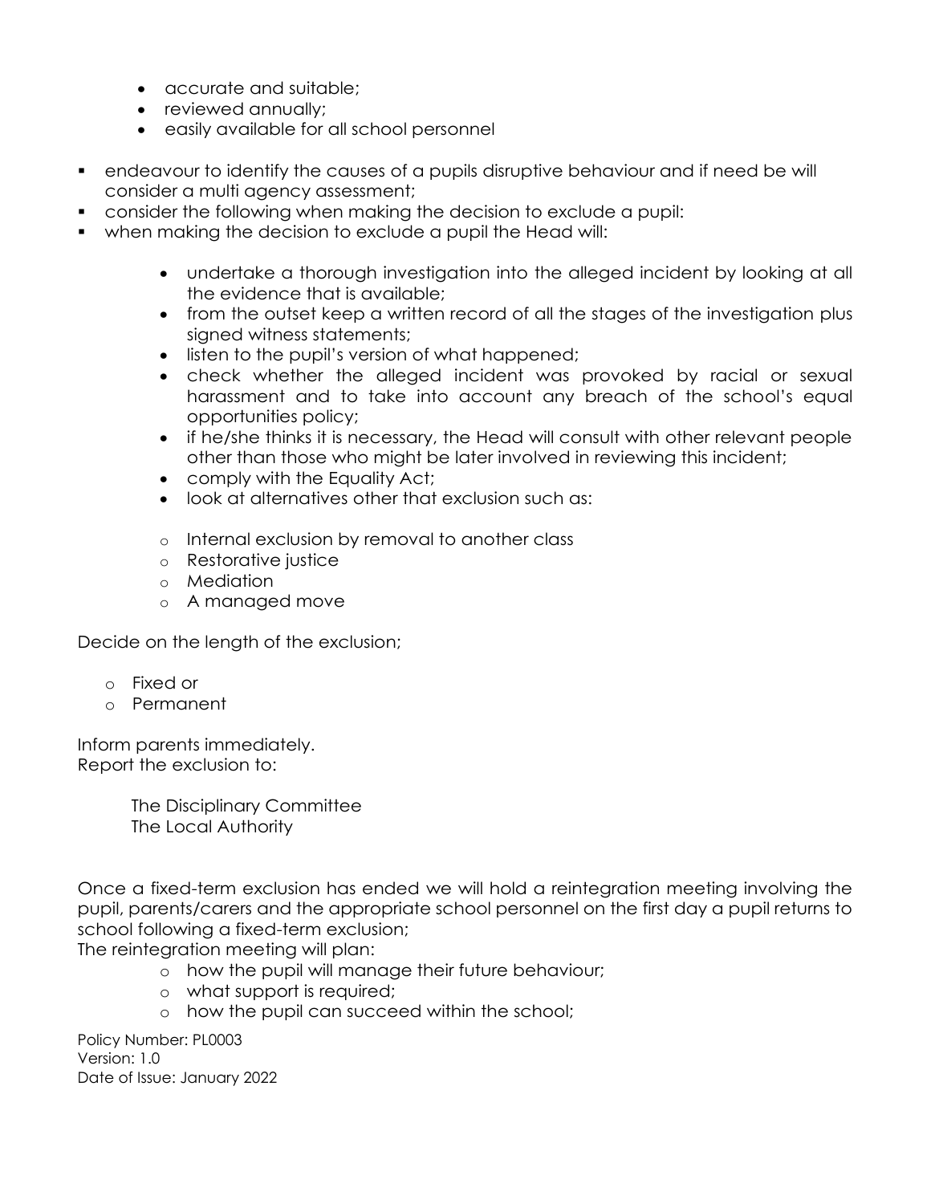- accurate and suitable;
- reviewed annually;
- easily available for all school personnel

- endeavour to identify the causes of a pupils disruptive behaviour and if need be will consider a multi agency assessment;
- consider the following when making the decision to exclude a pupil:
- when making the decision to exclude a pupil the Head will:

    - undertake a thorough investigation into the alleged incident by looking at all the evidence that is available;
    - from the outset keep a written record of all the stages of the investigation plus signed witness statements;
    - listen to the pupil's version of what happened;
    - check whether the alleged incident was provoked by racial or sexual harassment and to take into account any breach of the school's equal opportunities policy;
    - if he/she thinks it is necessary, the Head will consult with other relevant people other than those who might be later involved in reviewing this incident;
    - comply with the Equality Act;
    - look at alternatives other that exclusion such as:

        - Internal exclusion by removal to another class
        - Restorative justice
        - Mediation
        - A managed move

Decide on the length of the exclusion;

- Fixed or
- Permanent

Inform parents immediately.
Report the exclusion to:

The Disciplinary Committee
The Local Authority

Once a fixed-term exclusion has ended we will hold a reintegration meeting involving the pupil, parents/carers and the appropriate school personnel on the first day a pupil returns to school following a fixed-term exclusion;
The reintegration meeting will plan:

- how the pupil will manage their future behaviour;
- what support is required;
- how the pupil can succeed within the school;

Policy Number: PL0003
Version: 1.0
Date of Issue: January 2022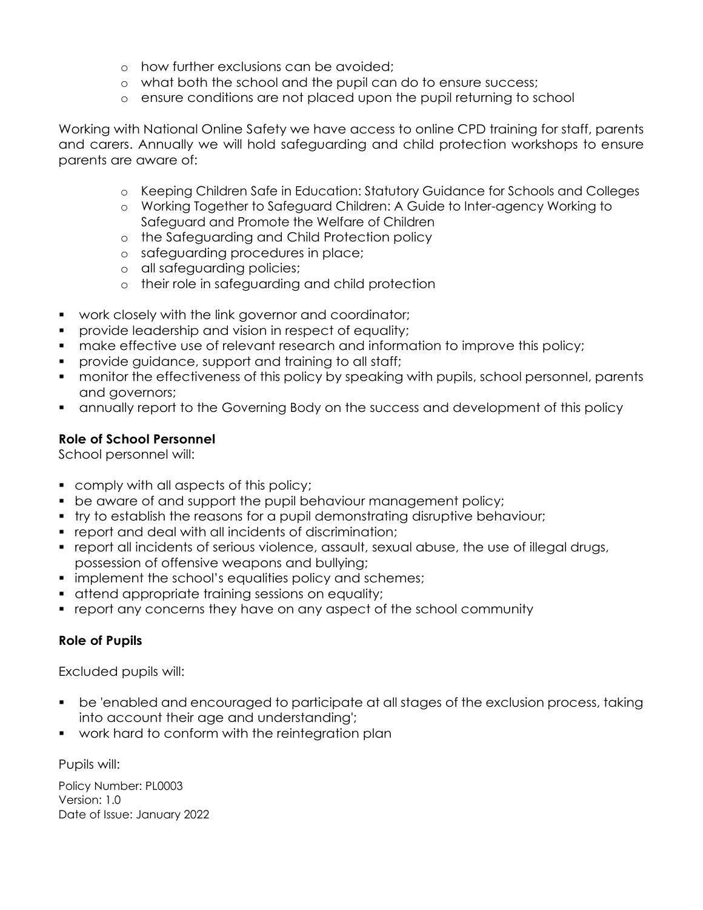- how further exclusions can be avoided;
  - what both the school and the pupil can do to ensure success;
  - ensure conditions are not placed upon the pupil returning to school

Working with National Online Safety we have access to online CPD training for staff, parents and carers. Annually we will hold safeguarding and child protection workshops to ensure parents are aware of:

  - Keeping Children Safe in Education: Statutory Guidance for Schools and Colleges
  - Working Together to Safeguard Children: A Guide to Inter-agency Working to Safeguard and Promote the Welfare of Children
  - the Safeguarding and Child Protection policy
  - safeguarding procedures in place;
  - all safeguarding policies;
  - their role in safeguarding and child protection

- work closely with the link governor and coordinator;
- provide leadership and vision in respect of equality;
- make effective use of relevant research and information to improve this policy;
- provide guidance, support and training to all staff;
- monitor the effectiveness of this policy by speaking with pupils, school personnel, parents and governors;
- annually report to the Governing Body on the success and development of this policy

**Role of School Personnel**

School personnel will:

- comply with all aspects of this policy;
- be aware of and support the pupil behaviour management policy;
- try to establish the reasons for a pupil demonstrating disruptive behaviour;
- report and deal with all incidents of discrimination;
- report all incidents of serious violence, assault, sexual abuse, the use of illegal drugs, possession of offensive weapons and bullying;
- implement the school's equalities policy and schemes;
- attend appropriate training sessions on equality;
- report any concerns they have on any aspect of the school community

**Role of Pupils**

Excluded pupils will:

- be 'enabled and encouraged to participate at all stages of the exclusion process, taking into account their age and understanding';
- work hard to conform with the reintegration plan

Pupils will: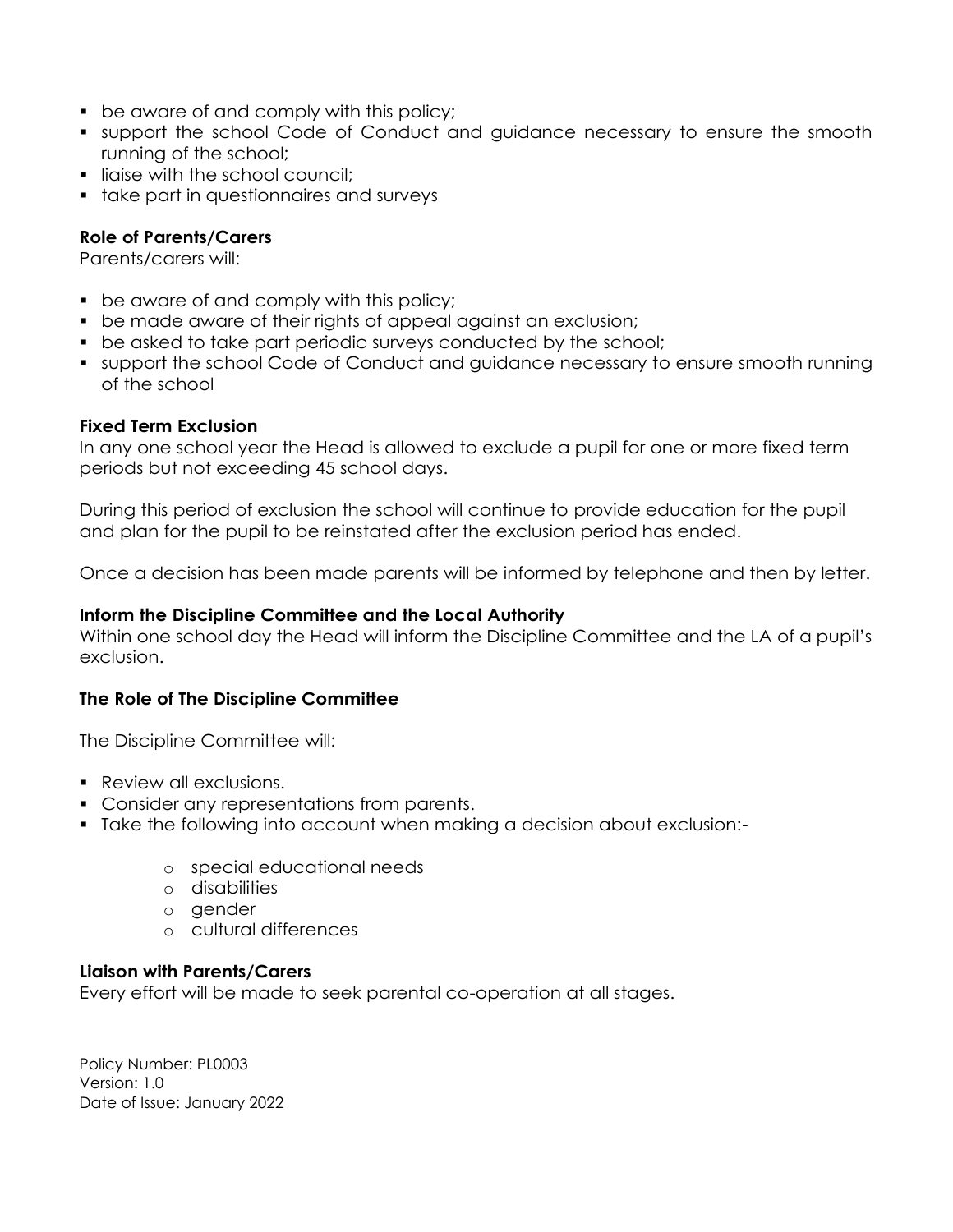- be aware of and comply with this policy;
- support the school Code of Conduct and guidance necessary to ensure the smooth running of the school;
- liaise with the school council;
- take part in questionnaires and surveys

**Role of Parents/Carers**

Parents/carers will:

- be aware of and comply with this policy;
- be made aware of their rights of appeal against an exclusion;
- be asked to take part periodic surveys conducted by the school;
- support the school Code of Conduct and guidance necessary to ensure smooth running of the school

**Fixed Term Exclusion**

In any one school year the Head is allowed to exclude a pupil for one or more fixed term periods but not exceeding 45 school days.

During this period of exclusion the school will continue to provide education for the pupil and plan for the pupil to be reinstated after the exclusion period has ended.

Once a decision has been made parents will be informed by telephone and then by letter.

**Inform the Discipline Committee and the Local Authority**

Within one school day the Head will inform the Discipline Committee and the LA of a pupil's exclusion.

**The Role of The Discipline Committee**

The Discipline Committee will:

- Review all exclusions.
- Consider any representations from parents.
- Take the following into account when making a decision about exclusion:-
  - special educational needs
  - disabilities
  - gender
  - cultural differences

**Liaison with Parents/Carers**

Every effort will be made to seek parental co-operation at all stages.

Policy Number: PL0003
Version: 1.0
Date of Issue: January 2022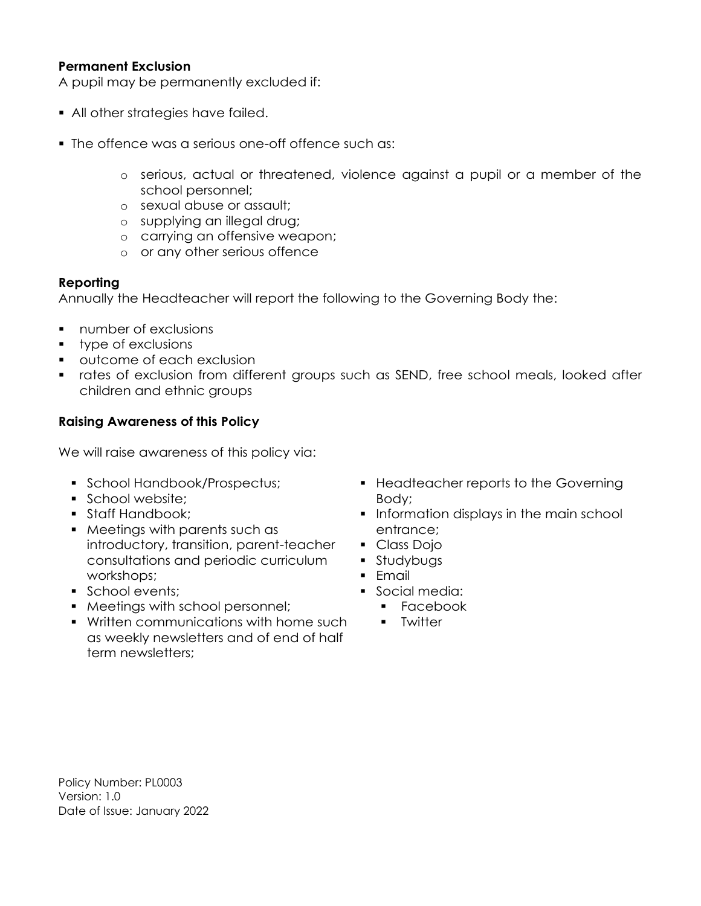**Permanent Exclusion**

A pupil may be permanently excluded if:

- All other strategies have failed.
- The offence was a serious one-off offence such as:
  - serious, actual or threatened, violence against a pupil or a member of the school personnel;
  - sexual abuse or assault;
  - supplying an illegal drug;
  - carrying an offensive weapon;
  - or any other serious offence

**Reporting**

Annually the Headteacher will report the following to the Governing Body the:

- number of exclusions
- type of exclusions
- outcome of each exclusion
- rates of exclusion from different groups such as SEND, free school meals, looked after children and ethnic groups

**Raising Awareness of this Policy**

We will raise awareness of this policy via:

- School Handbook/Prospectus;
- School website;
- Staff Handbook;
- Meetings with parents such as introductory, transition, parent-teacher consultations and periodic curriculum workshops;
- School events;
- Meetings with school personnel;
- Written communications with home such as weekly newsletters and of end of half term newsletters;
- Headteacher reports to the Governing Body;
- Information displays in the main school entrance;
- Class Dojo
- Studybugs
- Email
- Social media:
  - Facebook
  - Twitter

Policy Number: PL0003
Version: 1.0
Date of Issue: January 2022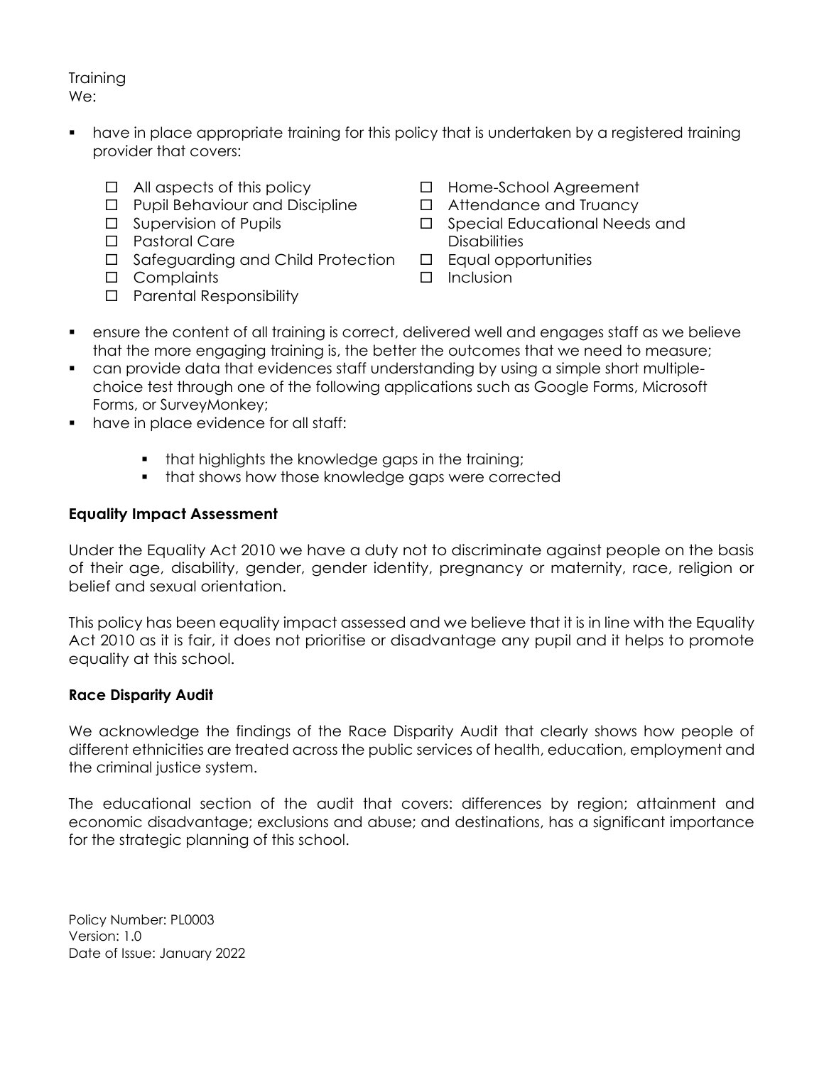Training

We:

- have in place appropriate training for this policy that is undertaken by a registered training provider that covers:
  - ☐ All aspects of this policy
  - ☐ Pupil Behaviour and Discipline
  - ☐ Supervision of Pupils
  - ☐ Pastoral Care
  - ☐ Safeguarding and Child Protection
  - ☐ Complaints
  - ☐ Parental Responsibility
  - ☐ Home-School Agreement
  - ☐ Attendance and Truancy
  - ☐ Special Educational Needs and Disabilities
  - ☐ Equal opportunities
  - ☐ Inclusion
- ensure the content of all training is correct, delivered well and engages staff as we believe that the more engaging training is, the better the outcomes that we need to measure;
- can provide data that evidences staff understanding by using a simple short multiple-choice test through one of the following applications such as Google Forms, Microsoft Forms, or SurveyMonkey;
- have in place evidence for all staff:
  - that highlights the knowledge gaps in the training;
  - that shows how those knowledge gaps were corrected

**Equality Impact Assessment**

Under the Equality Act 2010 we have a duty not to discriminate against people on the basis of their age, disability, gender, gender identity, pregnancy or maternity, race, religion or belief and sexual orientation.

This policy has been equality impact assessed and we believe that it is in line with the Equality Act 2010 as it is fair, it does not prioritise or disadvantage any pupil and it helps to promote equality at this school.

**Race Disparity Audit**

We acknowledge the findings of the Race Disparity Audit that clearly shows how people of different ethnicities are treated across the public services of health, education, employment and the criminal justice system.

The educational section of the audit that covers: differences by region; attainment and economic disadvantage; exclusions and abuse; and destinations, has a significant importance for the strategic planning of this school.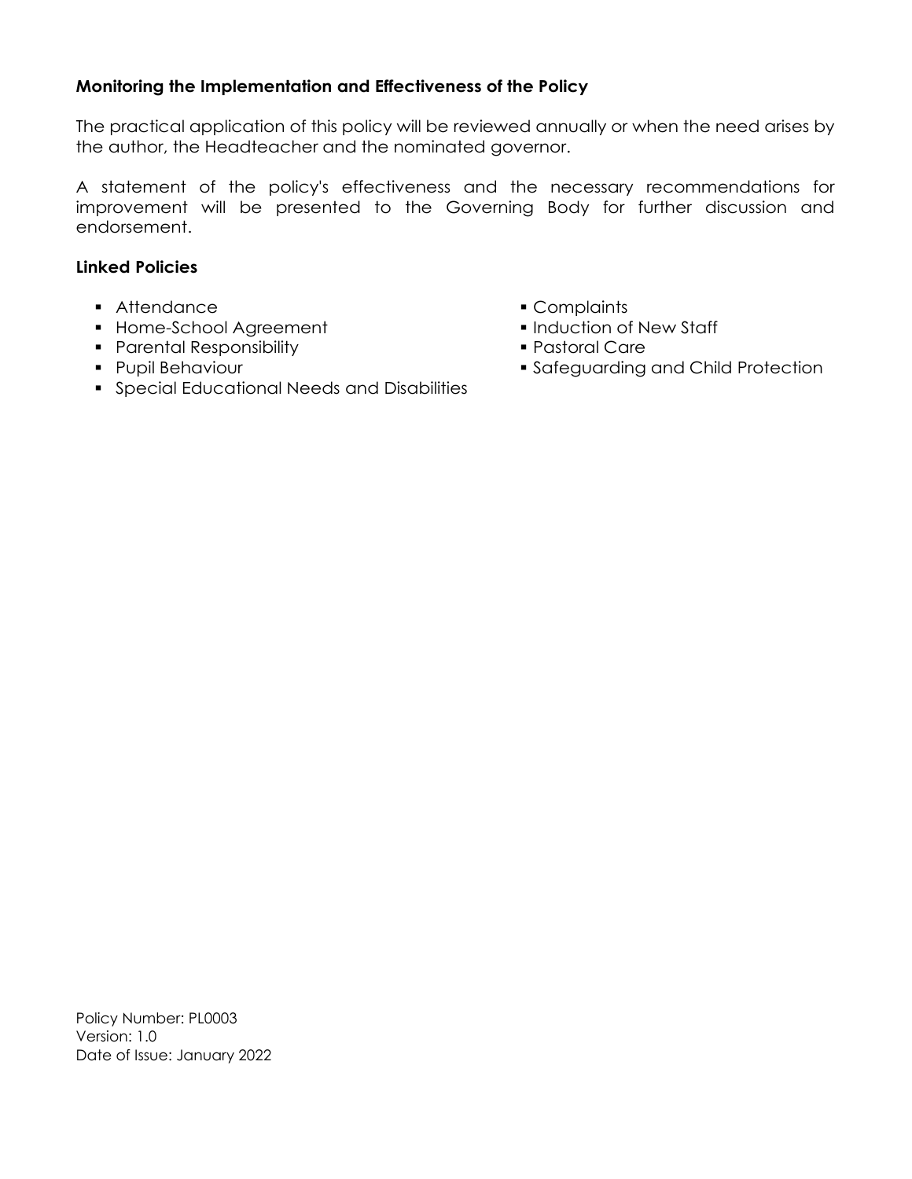**Monitoring the Implementation and Effectiveness of the Policy**

The practical application of this policy will be reviewed annually or when the need arises by the author, the Headteacher and the nominated governor.

A statement of the policy's effectiveness and the necessary recommendations for improvement will be presented to the Governing Body for further discussion and endorsement.

**Linked Policies**

- Attendance
- Home-School Agreement
- Parental Responsibility
- Pupil Behaviour
- Special Educational Needs and Disabilities
- Complaints
- Induction of New Staff
- Pastoral Care
- Safeguarding and Child Protection

Policy Number: PL0003
Version: 1.0
Date of Issue: January 2022